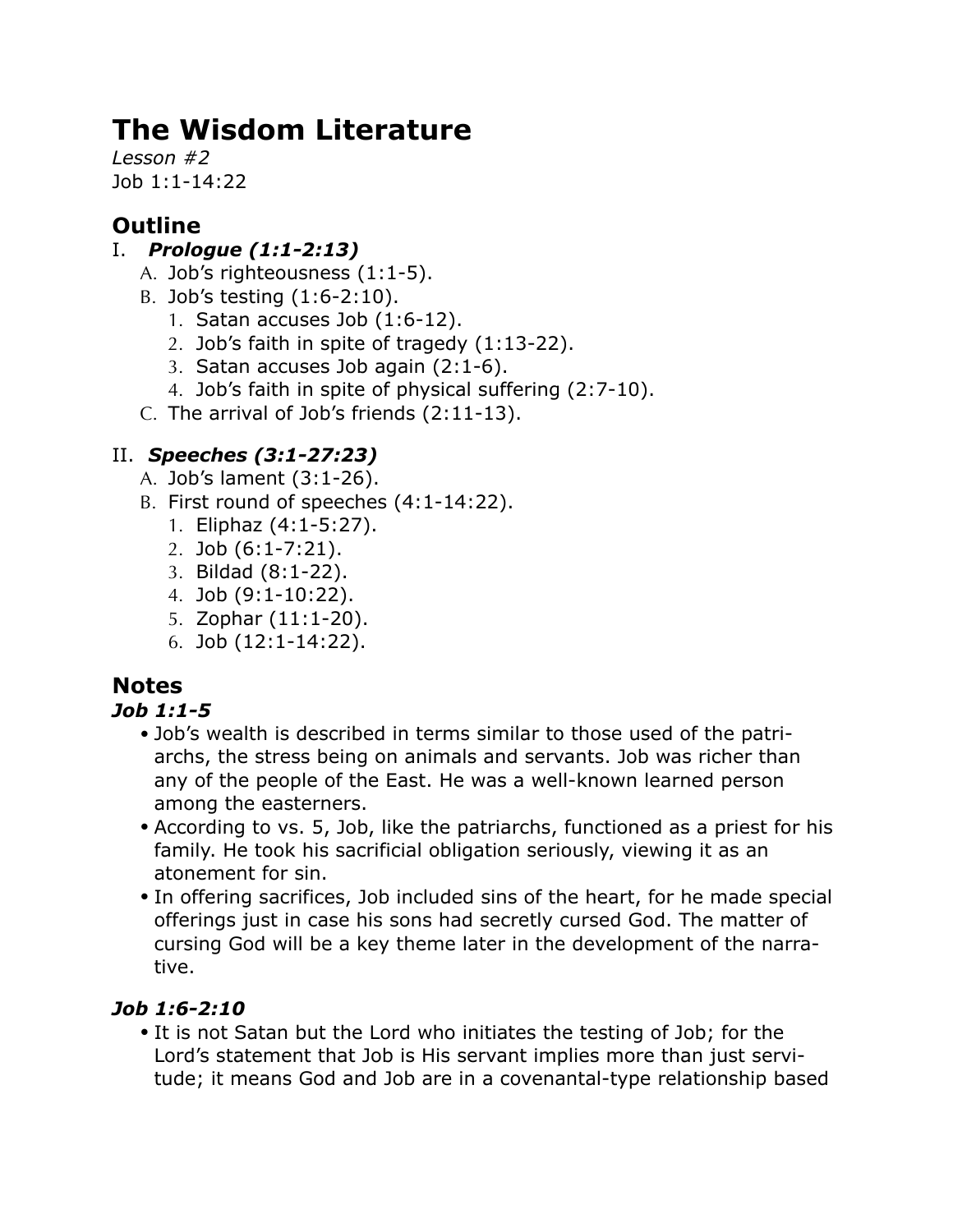# The Wisdom Literature

*Lesson #2*

Job 1:1-14:22

## Outline

I. ***Prologue (1:1-2:13)***
   - A. Job's righteousness (1:1-5).
   - B. Job's testing (1:6-2:10).
     1. Satan accuses Job (1:6-12).
     2. Job's faith in spite of tragedy (1:13-22).
     3. Satan accuses Job again (2:1-6).
     4. Job's faith in spite of physical suffering (2:7-10).
   - C. The arrival of Job's friends (2:11-13).

II. ***Speeches (3:1-27:23)***
   - A. Job's lament (3:1-26).
   - B. First round of speeches (4:1-14:22).
     1. Eliphaz (4:1-5:27).
     2. Job (6:1-7:21).
     3. Bildad (8:1-22).
     4. Job (9:1-10:22).
     5. Zophar (11:1-20).
     6. Job (12:1-14:22).

## Notes

### *Job 1:1-5*

- Job's wealth is described in terms similar to those used of the patriarchs, the stress being on animals and servants. Job was richer than any of the people of the East. He was a well-known learned person among the easterners.
- According to vs. 5, Job, like the patriarchs, functioned as a priest for his family. He took his sacrificial obligation seriously, viewing it as an atonement for sin.
- In offering sacrifices, Job included sins of the heart, for he made special offerings just in case his sons had secretly cursed God. The matter of cursing God will be a key theme later in the development of the narrative.

### *Job 1:6-2:10*

- It is not Satan but the Lord who initiates the testing of Job; for the Lord's statement that Job is His servant implies more than just servitude; it means God and Job are in a covenantal-type relationship based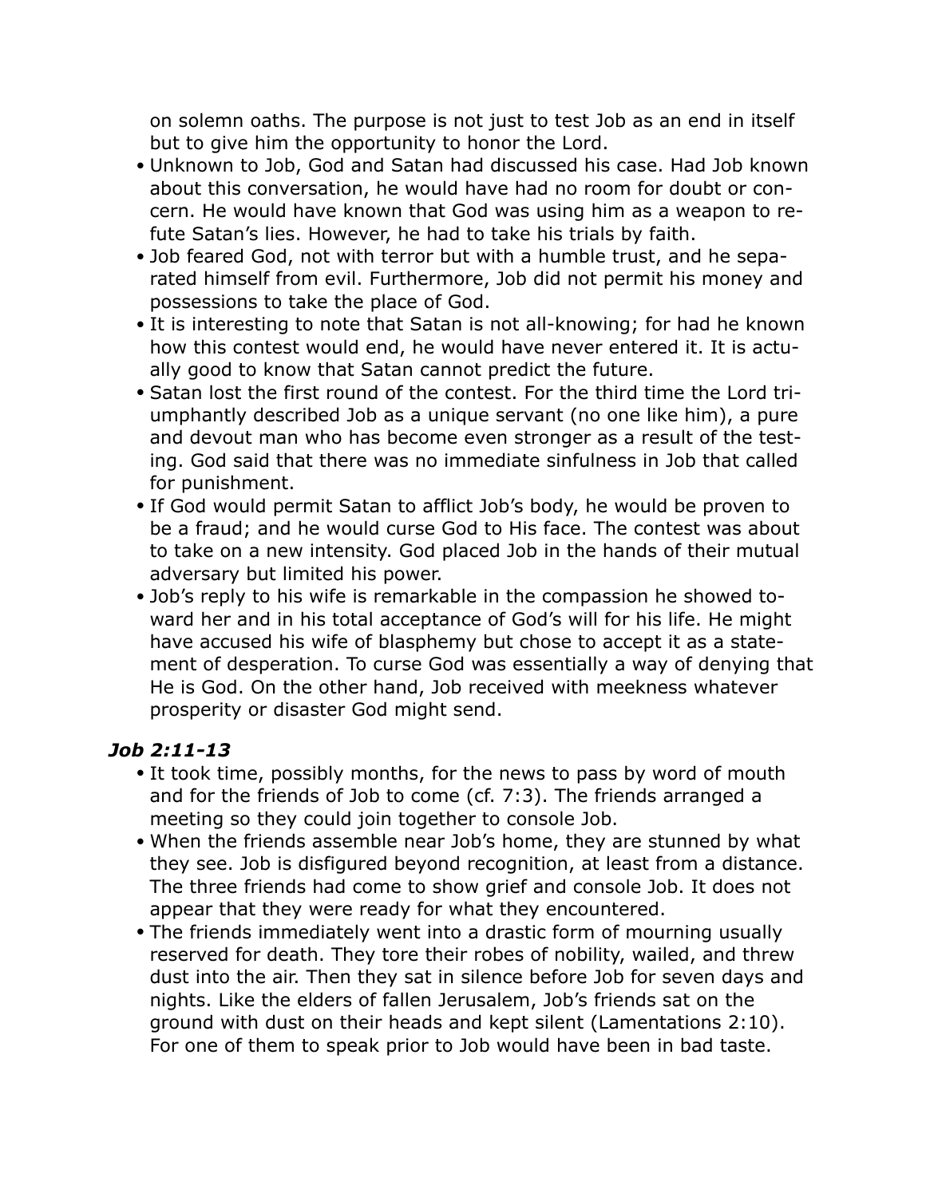on solemn oaths. The purpose is not just to test Job as an end in itself but to give him the opportunity to honor the Lord.

- Unknown to Job, God and Satan had discussed his case. Had Job known about this conversation, he would have had no room for doubt or concern. He would have known that God was using him as a weapon to refute Satan's lies. However, he had to take his trials by faith.
- Job feared God, not with terror but with a humble trust, and he separated himself from evil. Furthermore, Job did not permit his money and possessions to take the place of God.
- It is interesting to note that Satan is not all-knowing; for had he known how this contest would end, he would have never entered it. It is actually good to know that Satan cannot predict the future.
- Satan lost the first round of the contest. For the third time the Lord triumphantly described Job as a unique servant (no one like him), a pure and devout man who has become even stronger as a result of the testing. God said that there was no immediate sinfulness in Job that called for punishment.
- If God would permit Satan to afflict Job's body, he would be proven to be a fraud; and he would curse God to His face. The contest was about to take on a new intensity. God placed Job in the hands of their mutual adversary but limited his power.
- Job's reply to his wife is remarkable in the compassion he showed toward her and in his total acceptance of God's will for his life. He might have accused his wife of blasphemy but chose to accept it as a statement of desperation. To curse God was essentially a way of denying that He is God. On the other hand, Job received with meekness whatever prosperity or disaster God might send.

### *Job 2:11-13*

- It took time, possibly months, for the news to pass by word of mouth and for the friends of Job to come (cf. 7:3). The friends arranged a meeting so they could join together to console Job.
- When the friends assemble near Job's home, they are stunned by what they see. Job is disfigured beyond recognition, at least from a distance. The three friends had come to show grief and console Job. It does not appear that they were ready for what they encountered.
- The friends immediately went into a drastic form of mourning usually reserved for death. They tore their robes of nobility, wailed, and threw dust into the air. Then they sat in silence before Job for seven days and nights. Like the elders of fallen Jerusalem, Job's friends sat on the ground with dust on their heads and kept silent (Lamentations 2:10). For one of them to speak prior to Job would have been in bad taste.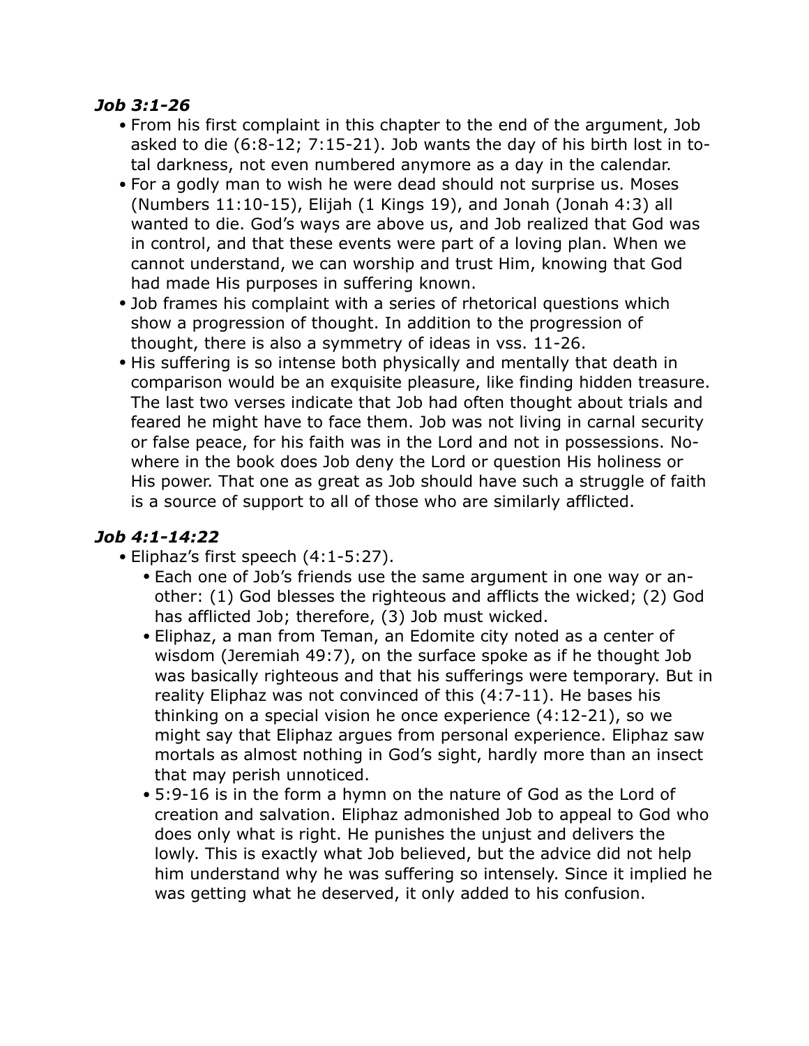### *Job 3:1-26*

- From his first complaint in this chapter to the end of the argument, Job asked to die (6:8-12; 7:15-21). Job wants the day of his birth lost in total darkness, not even numbered anymore as a day in the calendar.
- For a godly man to wish he were dead should not surprise us. Moses (Numbers 11:10-15), Elijah (1 Kings 19), and Jonah (Jonah 4:3) all wanted to die. God's ways are above us, and Job realized that God was in control, and that these events were part of a loving plan. When we cannot understand, we can worship and trust Him, knowing that God had made His purposes in suffering known.
- Job frames his complaint with a series of rhetorical questions which show a progression of thought. In addition to the progression of thought, there is also a symmetry of ideas in vss. 11-26.
- His suffering is so intense both physically and mentally that death in comparison would be an exquisite pleasure, like finding hidden treasure. The last two verses indicate that Job had often thought about trials and feared he might have to face them. Job was not living in carnal security or false peace, for his faith was in the Lord and not in possessions. Nowhere in the book does Job deny the Lord or question His holiness or His power. That one as great as Job should have such a struggle of faith is a source of support to all of those who are similarly afflicted.

### *Job 4:1-14:22*

- Eliphaz's first speech (4:1-5:27).
  - Each one of Job's friends use the same argument in one way or another: (1) God blesses the righteous and afflicts the wicked; (2) God has afflicted Job; therefore, (3) Job must wicked.
  - Eliphaz, a man from Teman, an Edomite city noted as a center of wisdom (Jeremiah 49:7), on the surface spoke as if he thought Job was basically righteous and that his sufferings were temporary. But in reality Eliphaz was not convinced of this (4:7-11). He bases his thinking on a special vision he once experience (4:12-21), so we might say that Eliphaz argues from personal experience. Eliphaz saw mortals as almost nothing in God's sight, hardly more than an insect that may perish unnoticed.
  - 5:9-16 is in the form a hymn on the nature of God as the Lord of creation and salvation. Eliphaz admonished Job to appeal to God who does only what is right. He punishes the unjust and delivers the lowly. This is exactly what Job believed, but the advice did not help him understand why he was suffering so intensely. Since it implied he was getting what he deserved, it only added to his confusion.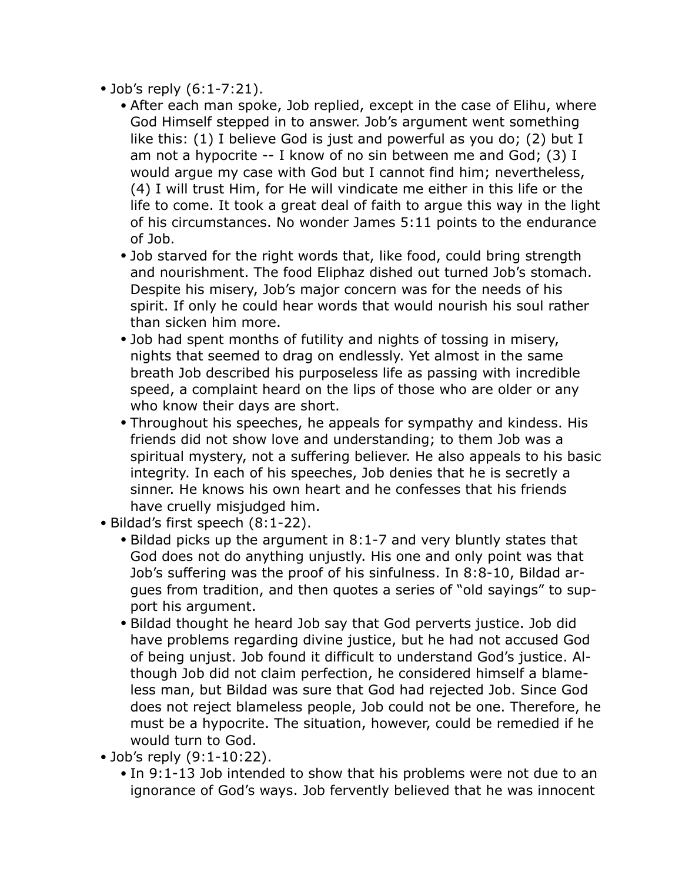- Job's reply (6:1-7:21).
    - After each man spoke, Job replied, except in the case of Elihu, where God Himself stepped in to answer. Job's argument went something like this: (1) I believe God is just and powerful as you do; (2) but I am not a hypocrite -- I know of no sin between me and God; (3) I would argue my case with God but I cannot find him; nevertheless, (4) I will trust Him, for He will vindicate me either in this life or the life to come. It took a great deal of faith to argue this way in the light of his circumstances. No wonder James 5:11 points to the endurance of Job.
    - Job starved for the right words that, like food, could bring strength and nourishment. The food Eliphaz dished out turned Job's stomach. Despite his misery, Job's major concern was for the needs of his spirit. If only he could hear words that would nourish his soul rather than sicken him more.
    - Job had spent months of futility and nights of tossing in misery, nights that seemed to drag on endlessly. Yet almost in the same breath Job described his purposeless life as passing with incredible speed, a complaint heard on the lips of those who are older or any who know their days are short.
    - Throughout his speeches, he appeals for sympathy and kindess. His friends did not show love and understanding; to them Job was a spiritual mystery, not a suffering believer. He also appeals to his basic integrity. In each of his speeches, Job denies that he is secretly a sinner. He knows his own heart and he confesses that his friends have cruelly misjudged him.
- Bildad's first speech (8:1-22).
    - Bildad picks up the argument in 8:1-7 and very bluntly states that God does not do anything unjustly. His one and only point was that Job's suffering was the proof of his sinfulness. In 8:8-10, Bildad argues from tradition, and then quotes a series of "old sayings" to support his argument.
    - Bildad thought he heard Job say that God perverts justice. Job did have problems regarding divine justice, but he had not accused God of being unjust. Job found it difficult to understand God's justice. Although Job did not claim perfection, he considered himself a blameless man, but Bildad was sure that God had rejected Job. Since God does not reject blameless people, Job could not be one. Therefore, he must be a hypocrite. The situation, however, could be remedied if he would turn to God.
- Job's reply (9:1-10:22).
    - In 9:1-13 Job intended to show that his problems were not due to an ignorance of God's ways. Job fervently believed that he was innocent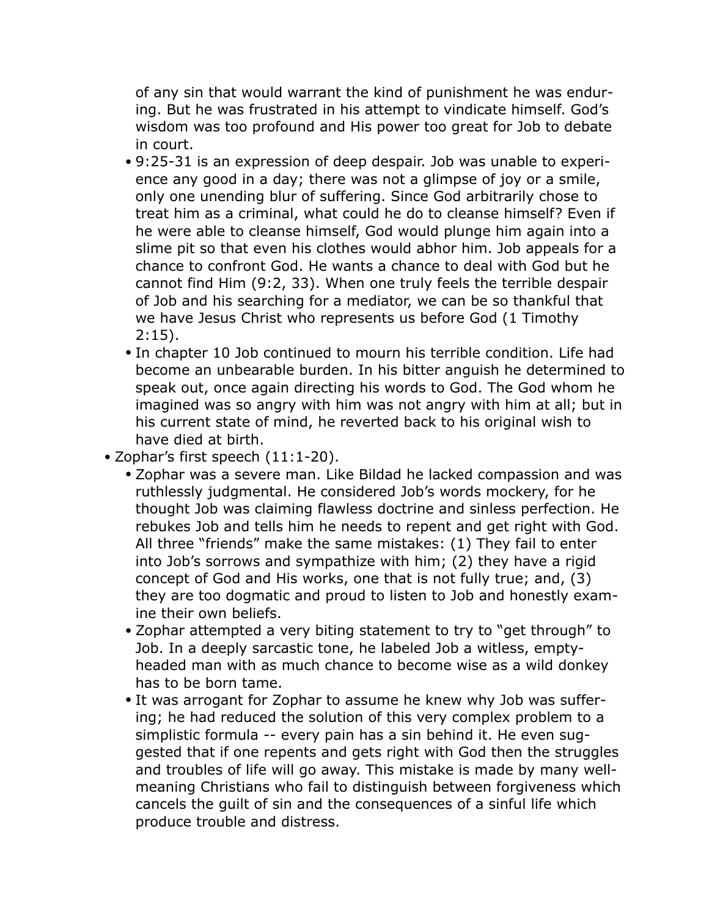of any sin that would warrant the kind of punishment he was enduring. But he was frustrated in his attempt to vindicate himself. God's wisdom was too profound and His power too great for Job to debate in court.

- 9:25-31 is an expression of deep despair. Job was unable to experience any good in a day; there was not a glimpse of joy or a smile, only one unending blur of suffering. Since God arbitrarily chose to treat him as a criminal, what could he do to cleanse himself? Even if he were able to cleanse himself, God would plunge him again into a slime pit so that even his clothes would abhor him. Job appeals for a chance to confront God. He wants a chance to deal with God but he cannot find Him (9:2, 33). When one truly feels the terrible despair of Job and his searching for a mediator, we can be so thankful that we have Jesus Christ who represents us before God (1 Timothy 2:15).
- In chapter 10 Job continued to mourn his terrible condition. Life had become an unbearable burden. In his bitter anguish he determined to speak out, once again directing his words to God. The God whom he imagined was so angry with him was not angry with him at all; but in his current state of mind, he reverted back to his original wish to have died at birth.

- Zophar's first speech (11:1-20).
  - Zophar was a severe man. Like Bildad he lacked compassion and was ruthlessly judgmental. He considered Job's words mockery, for he thought Job was claiming flawless doctrine and sinless perfection. He rebukes Job and tells him he needs to repent and get right with God. All three "friends" make the same mistakes: (1) They fail to enter into Job's sorrows and sympathize with him; (2) they have a rigid concept of God and His works, one that is not fully true; and, (3) they are too dogmatic and proud to listen to Job and honestly examine their own beliefs.
  - Zophar attempted a very biting statement to try to "get through" to Job. In a deeply sarcastic tone, he labeled Job a witless, empty-headed man with as much chance to become wise as a wild donkey has to be born tame.
  - It was arrogant for Zophar to assume he knew why Job was suffering; he had reduced the solution of this very complex problem to a simplistic formula -- every pain has a sin behind it. He even suggested that if one repents and gets right with God then the struggles and troubles of life will go away. This mistake is made by many well-meaning Christians who fail to distinguish between forgiveness which cancels the guilt of sin and the consequences of a sinful life which produce trouble and distress.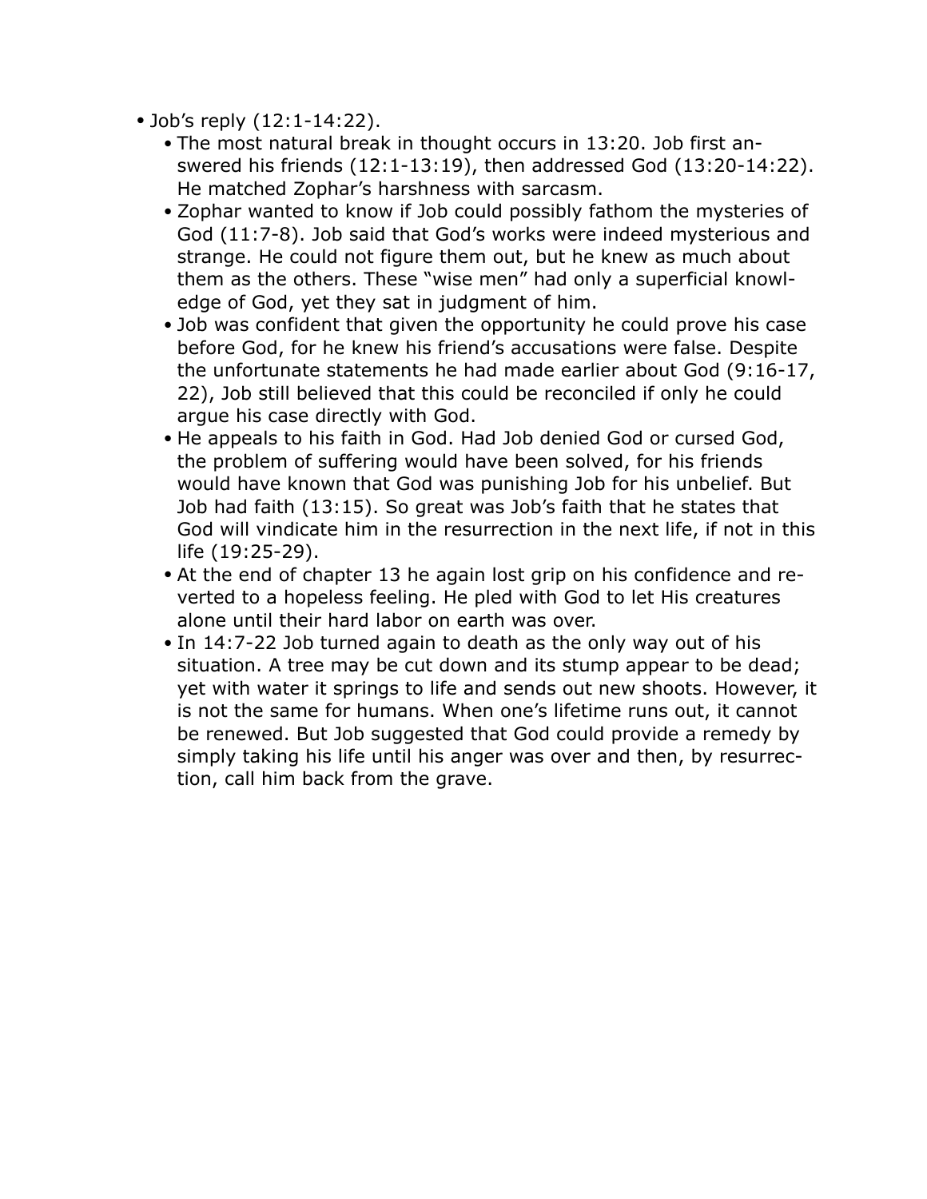- Job's reply (12:1-14:22).
  - The most natural break in thought occurs in 13:20. Job first answered his friends (12:1-13:19), then addressed God (13:20-14:22). He matched Zophar's harshness with sarcasm.
  - Zophar wanted to know if Job could possibly fathom the mysteries of God (11:7-8). Job said that God's works were indeed mysterious and strange. He could not figure them out, but he knew as much about them as the others. These "wise men" had only a superficial knowledge of God, yet they sat in judgment of him.
  - Job was confident that given the opportunity he could prove his case before God, for he knew his friend's accusations were false. Despite the unfortunate statements he had made earlier about God (9:16-17, 22), Job still believed that this could be reconciled if only he could argue his case directly with God.
  - He appeals to his faith in God. Had Job denied God or cursed God, the problem of suffering would have been solved, for his friends would have known that God was punishing Job for his unbelief. But Job had faith (13:15). So great was Job's faith that he states that God will vindicate him in the resurrection in the next life, if not in this life (19:25-29).
  - At the end of chapter 13 he again lost grip on his confidence and reverted to a hopeless feeling. He pled with God to let His creatures alone until their hard labor on earth was over.
  - In 14:7-22 Job turned again to death as the only way out of his situation. A tree may be cut down and its stump appear to be dead; yet with water it springs to life and sends out new shoots. However, it is not the same for humans. When one's lifetime runs out, it cannot be renewed. But Job suggested that God could provide a remedy by simply taking his life until his anger was over and then, by resurrection, call him back from the grave.